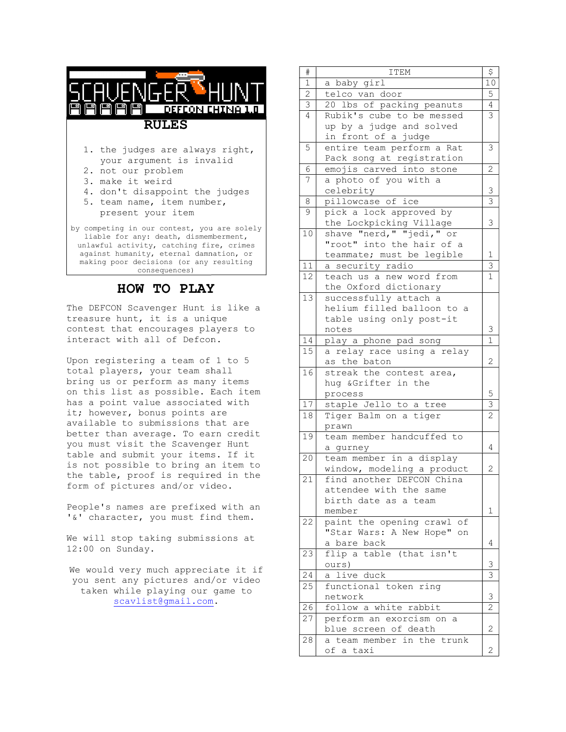# SCAVENGER HUNT

DEFCON CHINA 1.0

## RULES

1. the judges are always right, your argument is invalid
2. not our problem
3. make it weird
4. don't disappoint the judges
5. team name, item number, present your item

by competing in our contest, you are solely liable for any: death, dismemberment, unlawful activity, catching fire, crimes against humanity, eternal damnation, or making poor decisions (or any resulting consequences)

## HOW TO PLAY

The DEFCON Scavenger Hunt is like a treasure hunt, it is a unique contest that encourages players to interact with all of Defcon.

Upon registering a team of 1 to 5 total players, your team shall bring us or perform as many items on this list as possible. Each item has a point value associated with it; however, bonus points are available to submissions that are better than average. To earn credit you must visit the Scavenger Hunt table and submit your items. If it is not possible to bring an item to the table, proof is required in the form of pictures and/or video.

People's names are prefixed with an '&' character, you must find them.

We will stop taking submissions at 12:00 on Sunday.

We would very much appreciate it if you sent any pictures and/or video taken while playing our game to scavlist@gmail.com.

| # | ITEM | $ |
|---|---|---|
| 1 | a baby girl | 10 |
| 2 | telco van door | 5 |
| 3 | 20 lbs of packing peanuts | 4 |
| 4 | Rubik's cube to be messed up by a judge and solved in front of a judge | 3 |
| 5 | entire team perform a Rat Pack song at registration | 3 |
| 6 | emojis carved into stone | 2 |
| 7 | a photo of you with a celebrity | 3 |
| 8 | pillowcase of ice | 3 |
| 9 | pick a lock approved by the Lockpicking Village | 3 |
| 10 | shave "nerd," "jedi," or "root" into the hair of a teammate; must be legible | 1 |
| 11 | a security radio | 3 |
| 12 | teach us a new word from the Oxford dictionary | 1 |
| 13 | successfully attach a helium filled balloon to a table using only post-it notes | 3 |
| 14 | play a phone pad song | 1 |
| 15 | a relay race using a relay as the baton | 2 |
| 16 | streak the contest area, hug &Grifter in the process | 5 |
| 17 | staple Jello to a tree | 3 |
| 18 | Tiger Balm on a tiger prawn | 2 |
| 19 | team member handcuffed to a gurney | 4 |
| 20 | team member in a display window, modeling a product | 2 |
| 21 | find another DEFCON China attendee with the same birth date as a team member | 1 |
| 22 | paint the opening crawl of "Star Wars: A New Hope" on a bare back | 4 |
| 23 | flip a table (that isn't ours) | 3 |
| 24 | a live duck | 3 |
| 25 | functional token ring network | 3 |
| 26 | follow a white rabbit | 2 |
| 27 | perform an exorcism on a blue screen of death | 2 |
| 28 | a team member in the trunk of a taxi | 2 |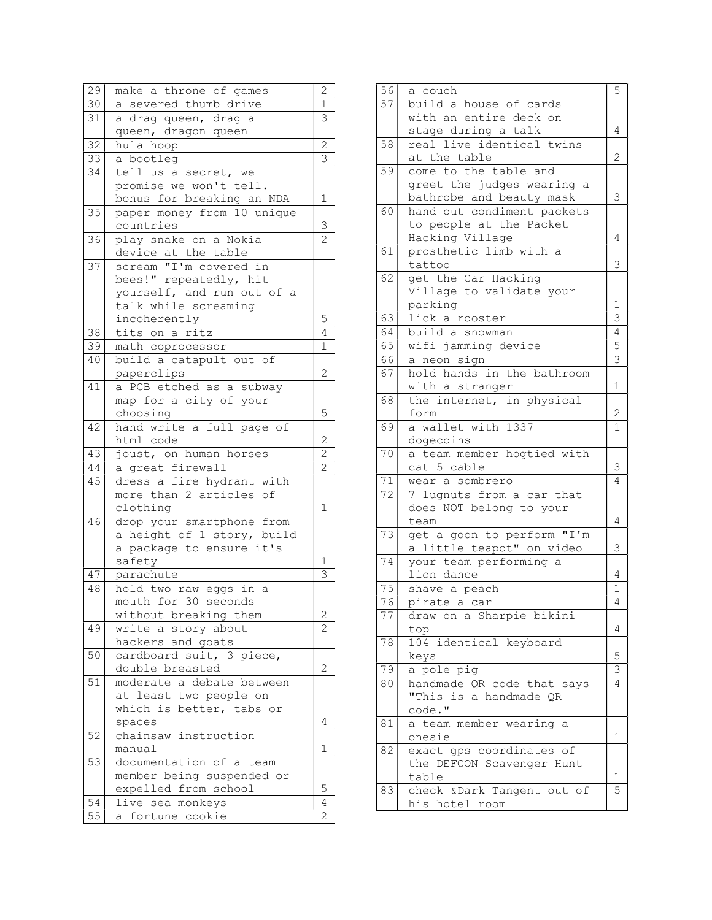| | | |
|---|---|---|
| 29 | make a throne of games | 2 |
| 30 | a severed thumb drive | 1 |
| 31 | a drag queen, drag a queen, dragon queen | 3 |
| 32 | hula hoop | 2 |
| 33 | a bootleg | 3 |
| 34 | tell us a secret, we promise we won't tell. bonus for breaking an NDA | 1 |
| 35 | paper money from 10 unique countries | 3 |
| 36 | play snake on a Nokia device at the table | 2 |
| 37 | scream "I'm covered in bees!" repeatedly, hit yourself, and run out of a talk while screaming incoherently | 5 |
| 38 | tits on a ritz | 4 |
| 39 | math coprocessor | 1 |
| 40 | build a catapult out of paperclips | 2 |
| 41 | a PCB etched as a subway map for a city of your choosing | 5 |
| 42 | hand write a full page of html code | 2 |
| 43 | joust, on human horses | 2 |
| 44 | a great firewall | 2 |
| 45 | dress a fire hydrant with more than 2 articles of clothing | 1 |
| 46 | drop your smartphone from a height of 1 story, build a package to ensure it's safety | 1 |
| 47 | parachute | 3 |
| 48 | hold two raw eggs in a mouth for 30 seconds without breaking them | 2 |
| 49 | write a story about hackers and goats | 2 |
| 50 | cardboard suit, 3 piece, double breasted | 2 |
| 51 | moderate a debate between at least two people on which is better, tabs or spaces | 4 |
| 52 | chainsaw instruction manual | 1 |
| 53 | documentation of a team member being suspended or expelled from school | 5 |
| 54 | live sea monkeys | 4 |
| 55 | a fortune cookie | 2 |
| 56 | a couch | 5 |
| 57 | build a house of cards with an entire deck on stage during a talk | 4 |
| 58 | real live identical twins at the table | 2 |
| 59 | come to the table and greet the judges wearing a bathrobe and beauty mask | 3 |
| 60 | hand out condiment packets to people at the Packet Hacking Village | 4 |
| 61 | prosthetic limb with a tattoo | 3 |
| 62 | get the Car Hacking Village to validate your parking | 1 |
| 63 | lick a rooster | 3 |
| 64 | build a snowman | 4 |
| 65 | wifi jamming device | 5 |
| 66 | a neon sign | 3 |
| 67 | hold hands in the bathroom with a stranger | 1 |
| 68 | the internet, in physical form | 2 |
| 69 | a wallet with 1337 dogecoins | 1 |
| 70 | a team member hogtied with cat 5 cable | 3 |
| 71 | wear a sombrero | 4 |
| 72 | 7 lugnuts from a car that does NOT belong to your team | 4 |
| 73 | get a goon to perform "I'm a little teapot" on video | 3 |
| 74 | your team performing a lion dance | 4 |
| 75 | shave a peach | 1 |
| 76 | pirate a car | 4 |
| 77 | draw on a Sharpie bikini top | 4 |
| 78 | 104 identical keyboard keys | 5 |
| 79 | a pole pig | 3 |
| 80 | handmade QR code that says "This is a handmade QR code." | 4 |
| 81 | a team member wearing a onesie | 1 |
| 82 | exact gps coordinates of the DEFCON Scavenger Hunt table | 1 |
| 83 | check &Dark Tangent out of his hotel room | 5 |